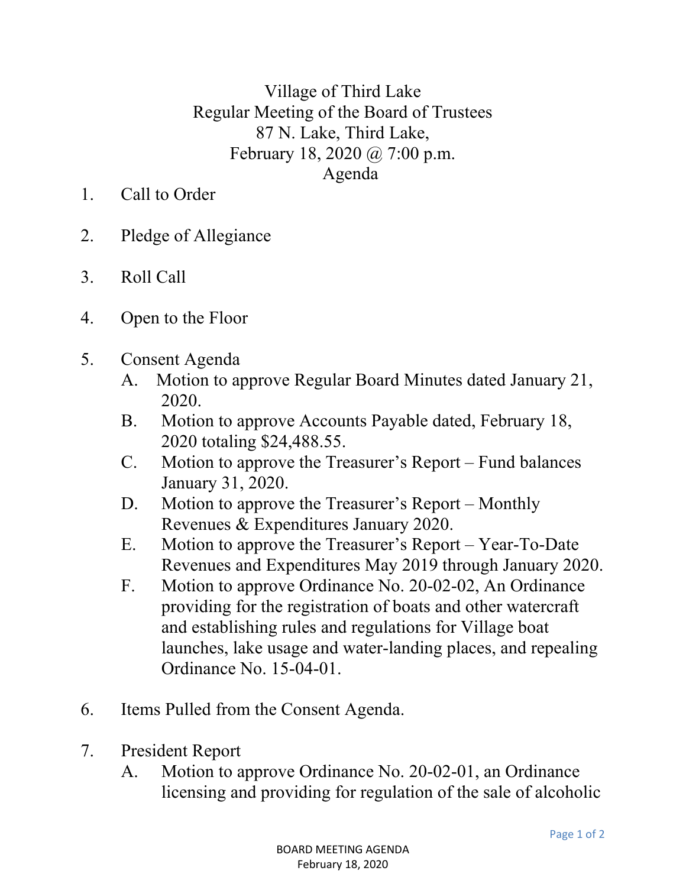Village of Third Lake
Regular Meeting of the Board of Trustees
87 N. Lake, Third Lake,
February 18, 2020 @ 7:00 p.m.
Agenda

1. Call to Order

2. Pledge of Allegiance

3. Roll Call

4. Open to the Floor

5. Consent Agenda
   - A. Motion to approve Regular Board Minutes dated January 21, 2020.
   - B. Motion to approve Accounts Payable dated, February 18, 2020 totaling $24,488.55.
   - C. Motion to approve the Treasurer's Report – Fund balances January 31, 2020.
   - D. Motion to approve the Treasurer's Report – Monthly Revenues & Expenditures January 2020.
   - E. Motion to approve the Treasurer's Report – Year-To-Date Revenues and Expenditures May 2019 through January 2020.
   - F. Motion to approve Ordinance No. 20-02-02, An Ordinance providing for the registration of boats and other watercraft and establishing rules and regulations for Village boat launches, lake usage and water-landing places, and repealing Ordinance No. 15-04-01.

6. Items Pulled from the Consent Agenda.

7. President Report
   - A. Motion to approve Ordinance No. 20-02-01, an Ordinance licensing and providing for regulation of the sale of alcoholic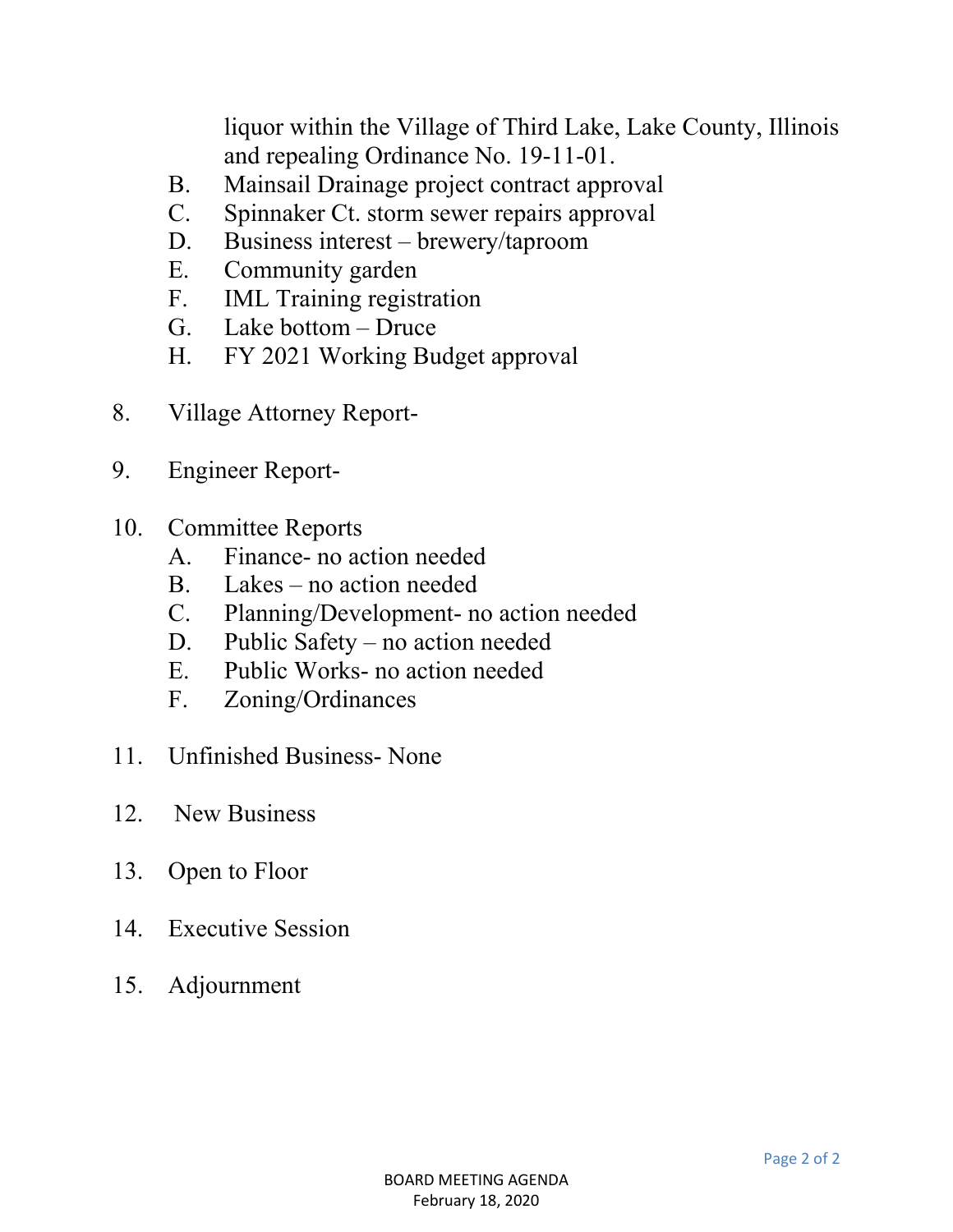liquor within the Village of Third Lake, Lake County, Illinois and repealing Ordinance No. 19-11-01.

B. Mainsail Drainage project contract approval
C. Spinnaker Ct. storm sewer repairs approval
D. Business interest – brewery/taproom
E. Community garden
F. IML Training registration
G. Lake bottom – Druce
H. FY 2021 Working Budget approval

8. Village Attorney Report-

9. Engineer Report-

10. Committee Reports
    A. Finance- no action needed
    B. Lakes – no action needed
    C. Planning/Development- no action needed
    D. Public Safety – no action needed
    E. Public Works- no action needed
    F. Zoning/Ordinances

11. Unfinished Business- None

12. New Business

13. Open to Floor

14. Executive Session

15. Adjournment